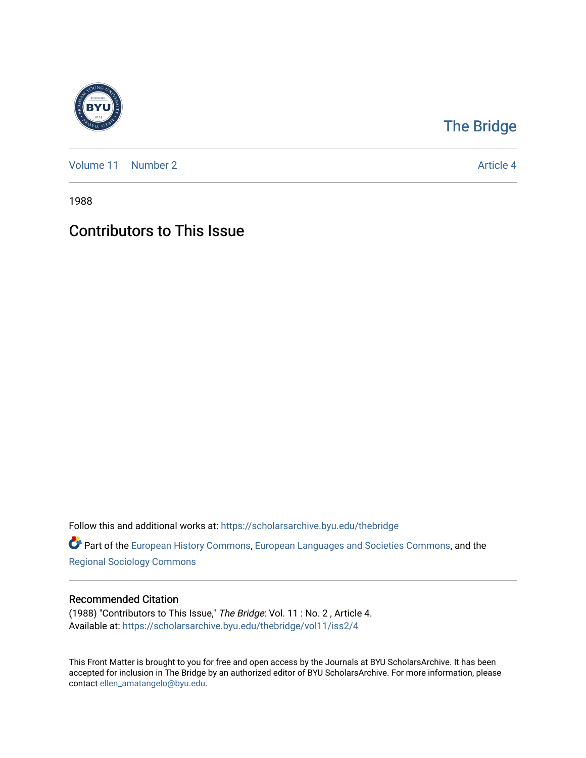The Bridge

Volume 11 | Number 2 Article 4

1988

# Contributors to This Issue

Follow this and additional works at: https://scholarsarchive.byu.edu/thebridge

Part of the European History Commons, European Languages and Societies Commons, and the Regional Sociology Commons

## Recommended Citation

(1988) "Contributors to This Issue," *The Bridge*: Vol. 11 : No. 2 , Article 4.
Available at: https://scholarsarchive.byu.edu/thebridge/vol11/iss2/4

This Front Matter is brought to you for free and open access by the Journals at BYU ScholarsArchive. It has been accepted for inclusion in The Bridge by an authorized editor of BYU ScholarsArchive. For more information, please contact ellen_amatangelo@byu.edu.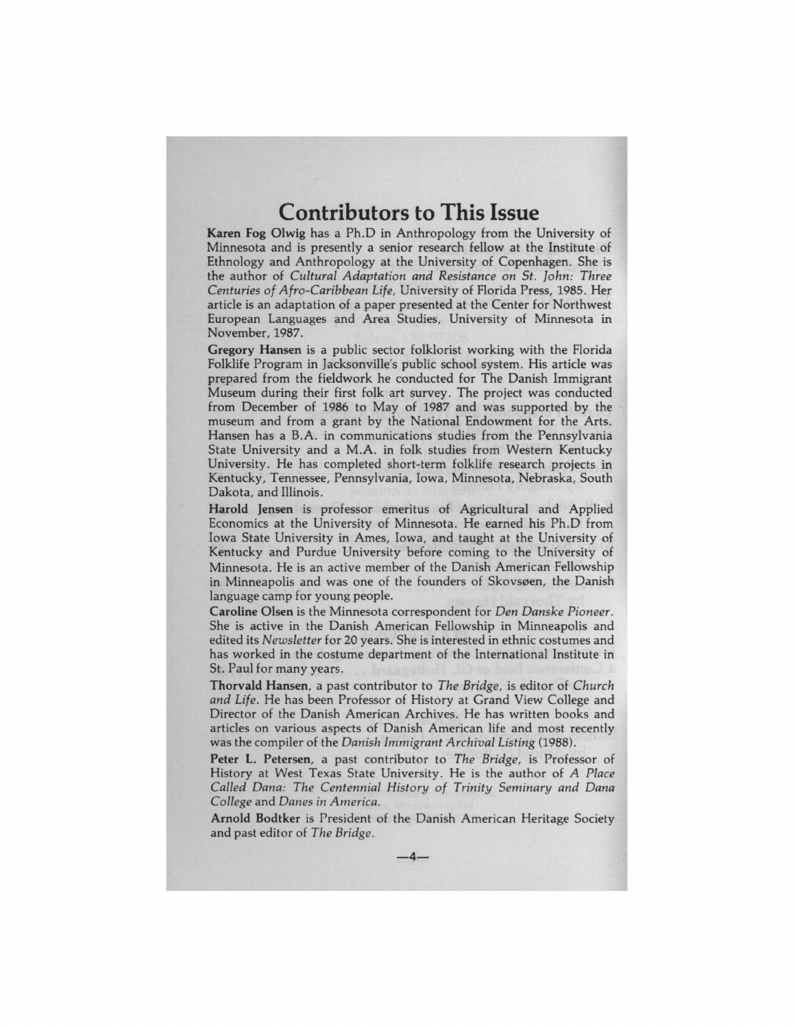# Contributors to This Issue

**Karen Fog Olwig** has a Ph.D in Anthropology from the University of Minnesota and is presently a senior research fellow at the Institute of Ethnology and Anthropology at the University of Copenhagen. She is the author of *Cultural Adaptation and Resistance on St. John: Three Centuries of Afro-Caribbean Life*, University of Florida Press, 1985. Her article is an adaptation of a paper presented at the Center for Northwest European Languages and Area Studies, University of Minnesota in November, 1987.

**Gregory Hansen** is a public sector folklorist working with the Florida Folklife Program in Jacksonville's public school system. His article was prepared from the fieldwork he conducted for The Danish Immigrant Museum during their first folk art survey. The project was conducted from December of 1986 to May of 1987 and was supported by the museum and from a grant by the National Endowment for the Arts. Hansen has a B.A. in communications studies from the Pennsylvania State University and a M.A. in folk studies from Western Kentucky University. He has completed short-term folklife research projects in Kentucky, Tennessee, Pennsylvania, Iowa, Minnesota, Nebraska, South Dakota, and Illinois.

**Harold Jensen** is professor emeritus of Agricultural and Applied Economics at the University of Minnesota. He earned his Ph.D from Iowa State University in Ames, Iowa, and taught at the University of Kentucky and Purdue University before coming to the University of Minnesota. He is an active member of the Danish American Fellowship in Minneapolis and was one of the founders of Skovsøen, the Danish language camp for young people.

**Caroline Olsen** is the Minnesota correspondent for *Den Danske Pioneer*. She is active in the Danish American Fellowship in Minneapolis and edited its *Newsletter* for 20 years. She is interested in ethnic costumes and has worked in the costume department of the International Institute in St. Paul for many years.

**Thorvald Hansen**, a past contributor to *The Bridge*, is editor of *Church and Life*. He has been Professor of History at Grand View College and Director of the Danish American Archives. He has written books and articles on various aspects of Danish American life and most recently was the compiler of the *Danish Immigrant Archival Listing* (1988).

**Peter L. Petersen**, a past contributor to *The Bridge*, is Professor of History at West Texas State University. He is the author of *A Place Called Dana: The Centennial History of Trinity Seminary and Dana College* and *Danes in America*.

**Arnold Bodtker** is President of the Danish American Heritage Society and past editor of *The Bridge*.